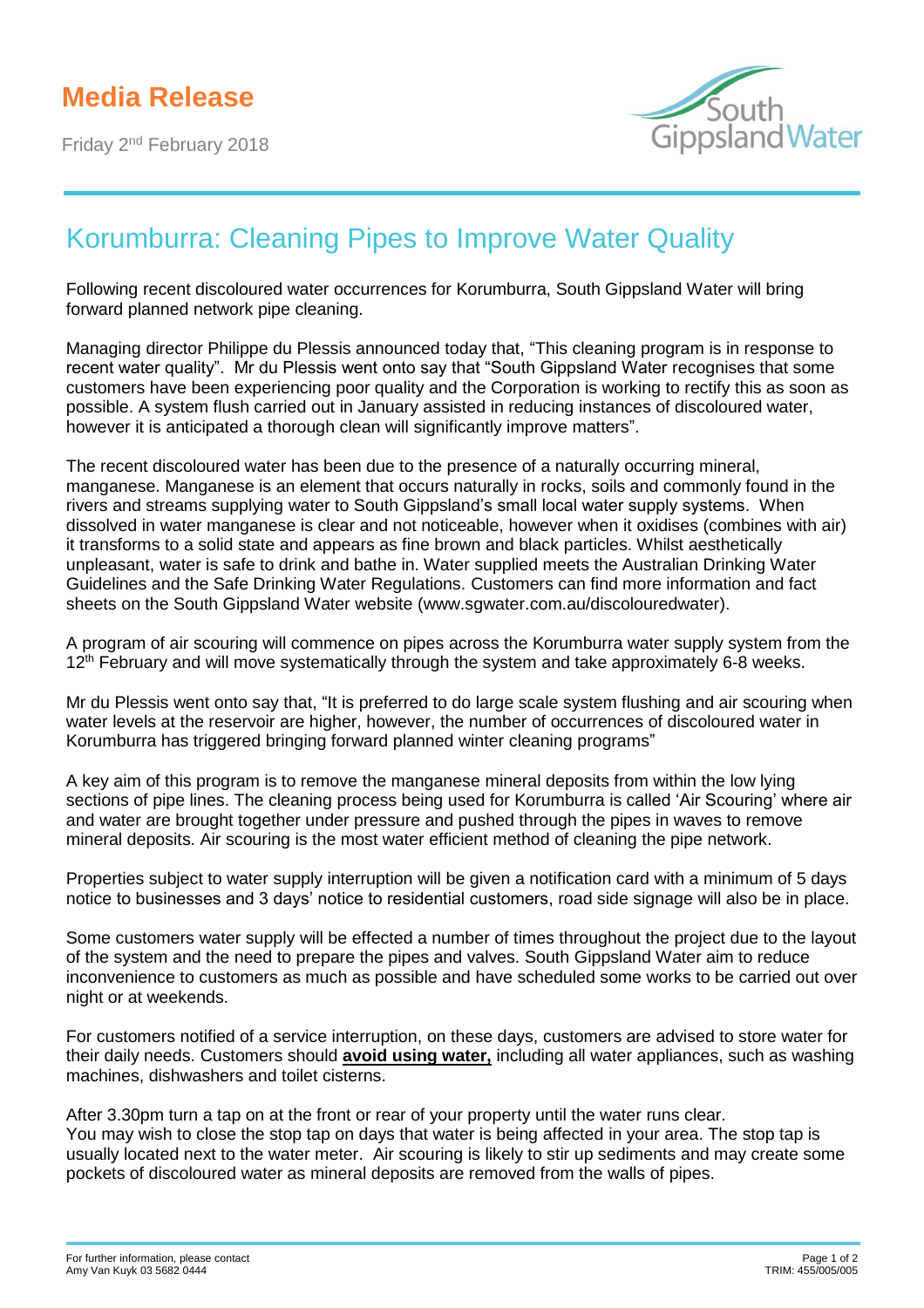# Media Release

Friday 2nd February 2018

South Gippsland Water

## Korumburra: Cleaning Pipes to Improve Water Quality

Following recent discoloured water occurrences for Korumburra, South Gippsland Water will bring forward planned network pipe cleaning.

Managing director Philippe du Plessis announced today that, “This cleaning program is in response to recent water quality”. Mr du Plessis went onto say that “South Gippsland Water recognises that some customers have been experiencing poor quality and the Corporation is working to rectify this as soon as possible. A system flush carried out in January assisted in reducing instances of discoloured water, however it is anticipated a thorough clean will significantly improve matters”.

The recent discoloured water has been due to the presence of a naturally occurring mineral, manganese. Manganese is an element that occurs naturally in rocks, soils and commonly found in the rivers and streams supplying water to South Gippsland’s small local water supply systems. When dissolved in water manganese is clear and not noticeable, however when it oxidises (combines with air) it transforms to a solid state and appears as fine brown and black particles. Whilst aesthetically unpleasant, water is safe to drink and bathe in. Water supplied meets the Australian Drinking Water Guidelines and the Safe Drinking Water Regulations. Customers can find more information and fact sheets on the South Gippsland Water website (www.sgwater.com.au/discolouredwater).

A program of air scouring will commence on pipes across the Korumburra water supply system from the 12th February and will move systematically through the system and take approximately 6-8 weeks.

Mr du Plessis went onto say that, “It is preferred to do large scale system flushing and air scouring when water levels at the reservoir are higher, however, the number of occurrences of discoloured water in Korumburra has triggered bringing forward planned winter cleaning programs”

A key aim of this program is to remove the manganese mineral deposits from within the low lying sections of pipe lines. The cleaning process being used for Korumburra is called ‘Air Scouring’ where air and water are brought together under pressure and pushed through the pipes in waves to remove mineral deposits. Air scouring is the most water efficient method of cleaning the pipe network.

Properties subject to water supply interruption will be given a notification card with a minimum of 5 days notice to businesses and 3 days’ notice to residential customers, road side signage will also be in place.

Some customers water supply will be effected a number of times throughout the project due to the layout of the system and the need to prepare the pipes and valves. South Gippsland Water aim to reduce inconvenience to customers as much as possible and have scheduled some works to be carried out over night or at weekends.

For customers notified of a service interruption, on these days, customers are advised to store water for their daily needs. Customers should **avoid using water,** including all water appliances, such as washing machines, dishwashers and toilet cisterns.

After 3.30pm turn a tap on at the front or rear of your property until the water runs clear.
You may wish to close the stop tap on days that water is being affected in your area. The stop tap is usually located next to the water meter. Air scouring is likely to stir up sediments and may create some pockets of discoloured water as mineral deposits are removed from the walls of pipes.

For further information, please contact
Amy Van Kuyk 03 5682 0444

TRIM: 455/005/005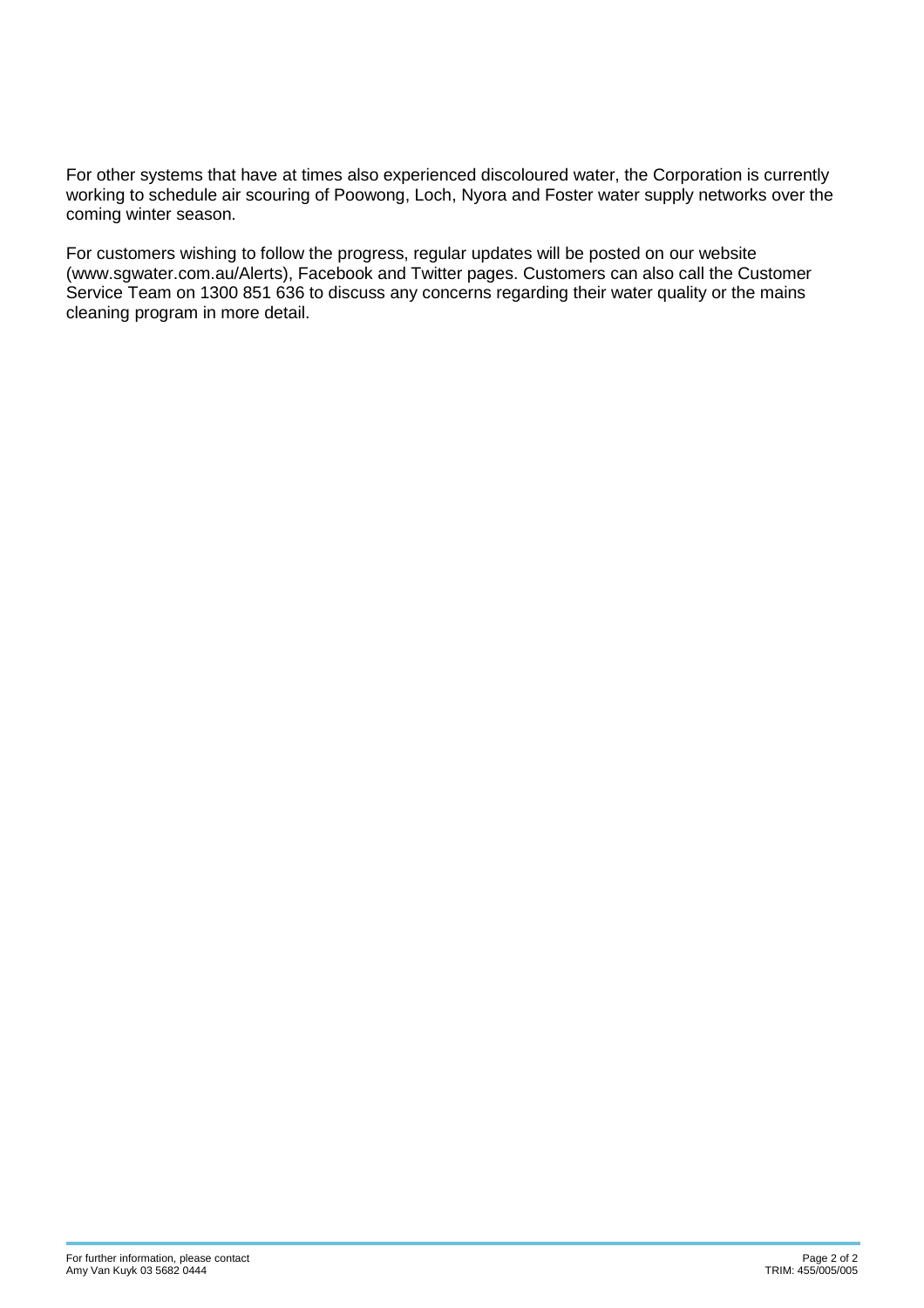For other systems that have at times also experienced discoloured water, the Corporation is currently working to schedule air scouring of Poowong, Loch, Nyora and Foster water supply networks over the coming winter season.

For customers wishing to follow the progress, regular updates will be posted on our website (www.sgwater.com.au/Alerts), Facebook and Twitter pages. Customers can also call the Customer Service Team on 1300 851 636 to discuss any concerns regarding their water quality or the mains cleaning program in more detail.

For further information, please contact
Amy Van Kuyk 03 5682 0444

TRIM: 455/005/005